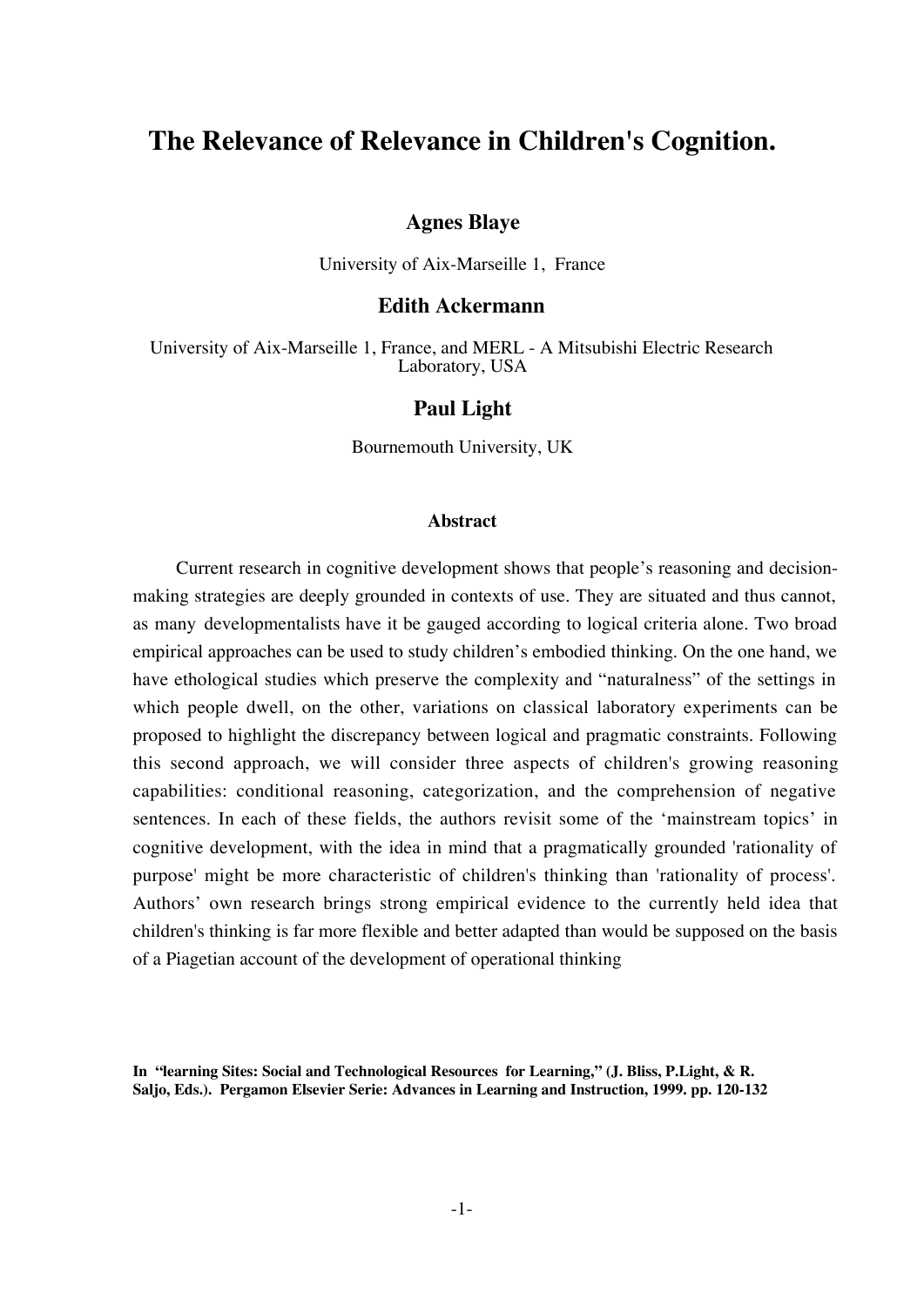# The Relevance of Relevance in Children's Cognition.

**Agnes Blaye**

University of Aix-Marseille 1, France

**Edith Ackermann**

University of Aix-Marseille 1, France, and MERL - A Mitsubishi Electric Research Laboratory, USA

**Paul Light**

Bournemouth University, UK

#### Abstract

Current research in cognitive development shows that people's reasoning and decision-making strategies are deeply grounded in contexts of use. They are situated and thus cannot, as many developmentalists have it be gauged according to logical criteria alone. Two broad empirical approaches can be used to study children's embodied thinking. On the one hand, we have ethological studies which preserve the complexity and "naturalness" of the settings in which people dwell, on the other, variations on classical laboratory experiments can be proposed to highlight the discrepancy between logical and pragmatic constraints. Following this second approach, we will consider three aspects of children's growing reasoning capabilities: conditional reasoning, categorization, and the comprehension of negative sentences. In each of these fields, the authors revisit some of the 'mainstream topics' in cognitive development, with the idea in mind that a pragmatically grounded 'rationality of purpose' might be more characteristic of children's thinking than 'rationality of process'. Authors' own research brings strong empirical evidence to the currently held idea that children's thinking is far more flexible and better adapted than would be supposed on the basis of a Piagetian account of the development of operational thinking

**In "learning Sites: Social and Technological Resources for Learning," (J. Bliss, P.Light, & R. Saljo, Eds.). Pergamon Elsevier Serie: Advances in Learning and Instruction, 1999. pp. 120-132**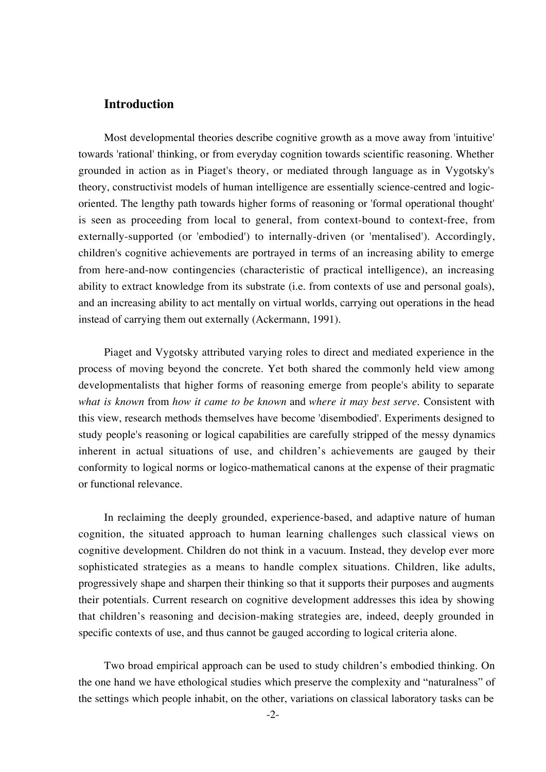## Introduction

Most developmental theories describe cognitive growth as a move away from 'intuitive' towards 'rational' thinking, or from everyday cognition towards scientific reasoning. Whether grounded in action as in Piaget's theory, or mediated through language as in Vygotsky's theory, constructivist models of human intelligence are essentially science-centred and logic-oriented. The lengthy path towards higher forms of reasoning or 'formal operational thought' is seen as proceeding from local to general, from context-bound to context-free, from externally-supported (or 'embodied') to internally-driven (or 'mentalised'). Accordingly, children's cognitive achievements are portrayed in terms of an increasing ability to emerge from here-and-now contingencies (characteristic of practical intelligence), an increasing ability to extract knowledge from its substrate (i.e. from contexts of use and personal goals), and an increasing ability to act mentally on virtual worlds, carrying out operations in the head instead of carrying them out externally (Ackermann, 1991).

Piaget and Vygotsky attributed varying roles to direct and mediated experience in the process of moving beyond the concrete. Yet both shared the commonly held view among developmentalists that higher forms of reasoning emerge from people's ability to separate *what is known* from *how it came to be known* and *where it may best serve*. Consistent with this view, research methods themselves have become 'disembodied'. Experiments designed to study people's reasoning or logical capabilities are carefully stripped of the messy dynamics inherent in actual situations of use, and children's achievements are gauged by their conformity to logical norms or logico-mathematical canons at the expense of their pragmatic or functional relevance.

In reclaiming the deeply grounded, experience-based, and adaptive nature of human cognition, the situated approach to human learning challenges such classical views on cognitive development. Children do not think in a vacuum. Instead, they develop ever more sophisticated strategies as a means to handle complex situations. Children, like adults, progressively shape and sharpen their thinking so that it supports their purposes and augments their potentials. Current research on cognitive development addresses this idea by showing that children's reasoning and decision-making strategies are, indeed, deeply grounded in specific contexts of use, and thus cannot be gauged according to logical criteria alone.

Two broad empirical approach can be used to study children's embodied thinking. On the one hand we have ethological studies which preserve the complexity and "naturalness" of the settings which people inhabit, on the other, variations on classical laboratory tasks can be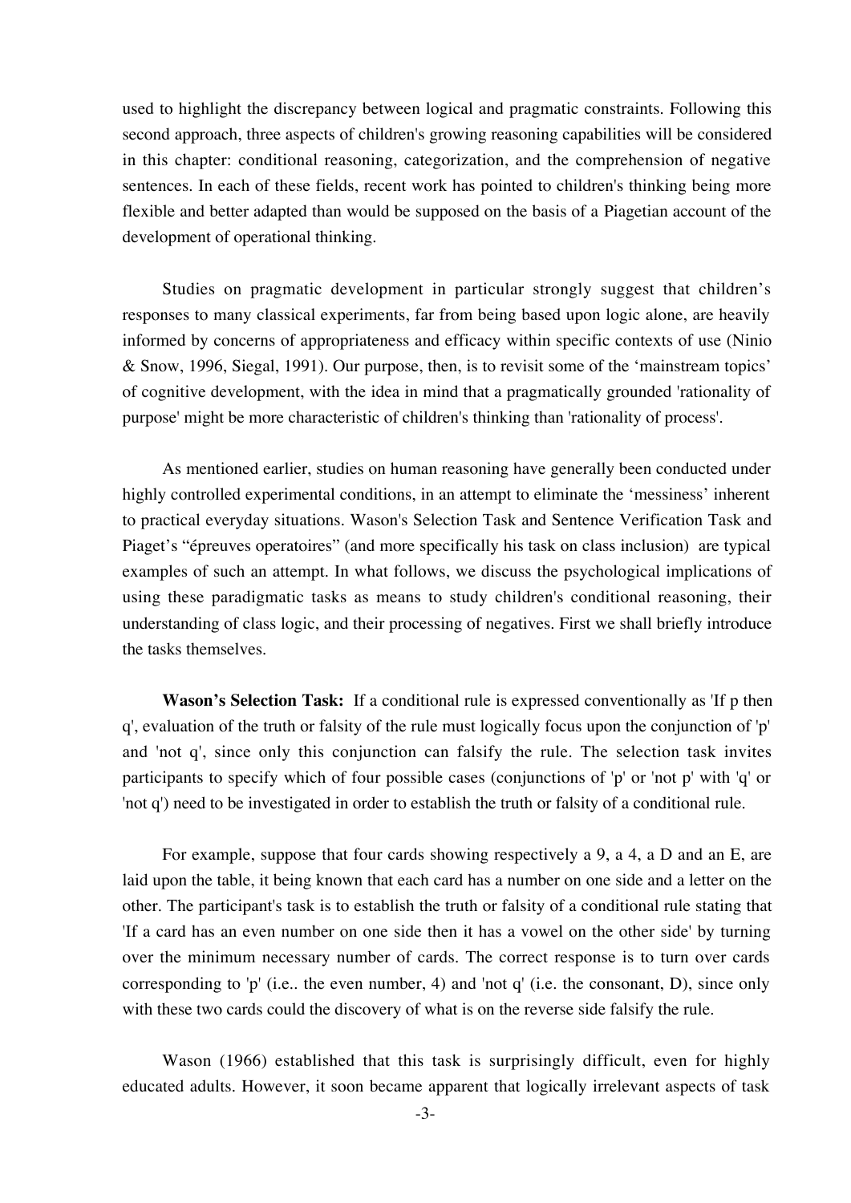used to highlight the discrepancy between logical and pragmatic constraints. Following this second approach, three aspects of children's growing reasoning capabilities will be considered in this chapter: conditional reasoning, categorization, and the comprehension of negative sentences. In each of these fields, recent work has pointed to children's thinking being more flexible and better adapted than would be supposed on the basis of a Piagetian account of the development of operational thinking.

Studies on pragmatic development in particular strongly suggest that children’s responses to many classical experiments, far from being based upon logic alone, are heavily informed by concerns of appropriateness and efficacy within specific contexts of use (Ninio & Snow, 1996, Siegal, 1991). Our purpose, then, is to revisit some of the ‘mainstream topics’ of cognitive development, with the idea in mind that a pragmatically grounded 'rationality of purpose' might be more characteristic of children's thinking than 'rationality of process'.

As mentioned earlier, studies on human reasoning have generally been conducted under highly controlled experimental conditions, in an attempt to eliminate the ‘messiness’ inherent to practical everyday situations. Wason's Selection Task and Sentence Verification Task and Piaget’s “épreuves operatoires” (and more specifically his task on class inclusion) are typical examples of such an attempt. In what follows, we discuss the psychological implications of using these paradigmatic tasks as means to study children's conditional reasoning, their understanding of class logic, and their processing of negatives. First we shall briefly introduce the tasks themselves.

**Wason’s Selection Task:** If a conditional rule is expressed conventionally as 'If p then q', evaluation of the truth or falsity of the rule must logically focus upon the conjunction of 'p' and 'not q', since only this conjunction can falsify the rule. The selection task invites participants to specify which of four possible cases (conjunctions of 'p' or 'not p' with 'q' or 'not q') need to be investigated in order to establish the truth or falsity of a conditional rule.

For example, suppose that four cards showing respectively a 9, a 4, a D and an E, are laid upon the table, it being known that each card has a number on one side and a letter on the other. The participant's task is to establish the truth or falsity of a conditional rule stating that 'If a card has an even number on one side then it has a vowel on the other side' by turning over the minimum necessary number of cards. The correct response is to turn over cards corresponding to 'p' (i.e.. the even number, 4) and 'not q' (i.e. the consonant, D), since only with these two cards could the discovery of what is on the reverse side falsify the rule.

Wason (1966) established that this task is surprisingly difficult, even for highly educated adults. However, it soon became apparent that logically irrelevant aspects of task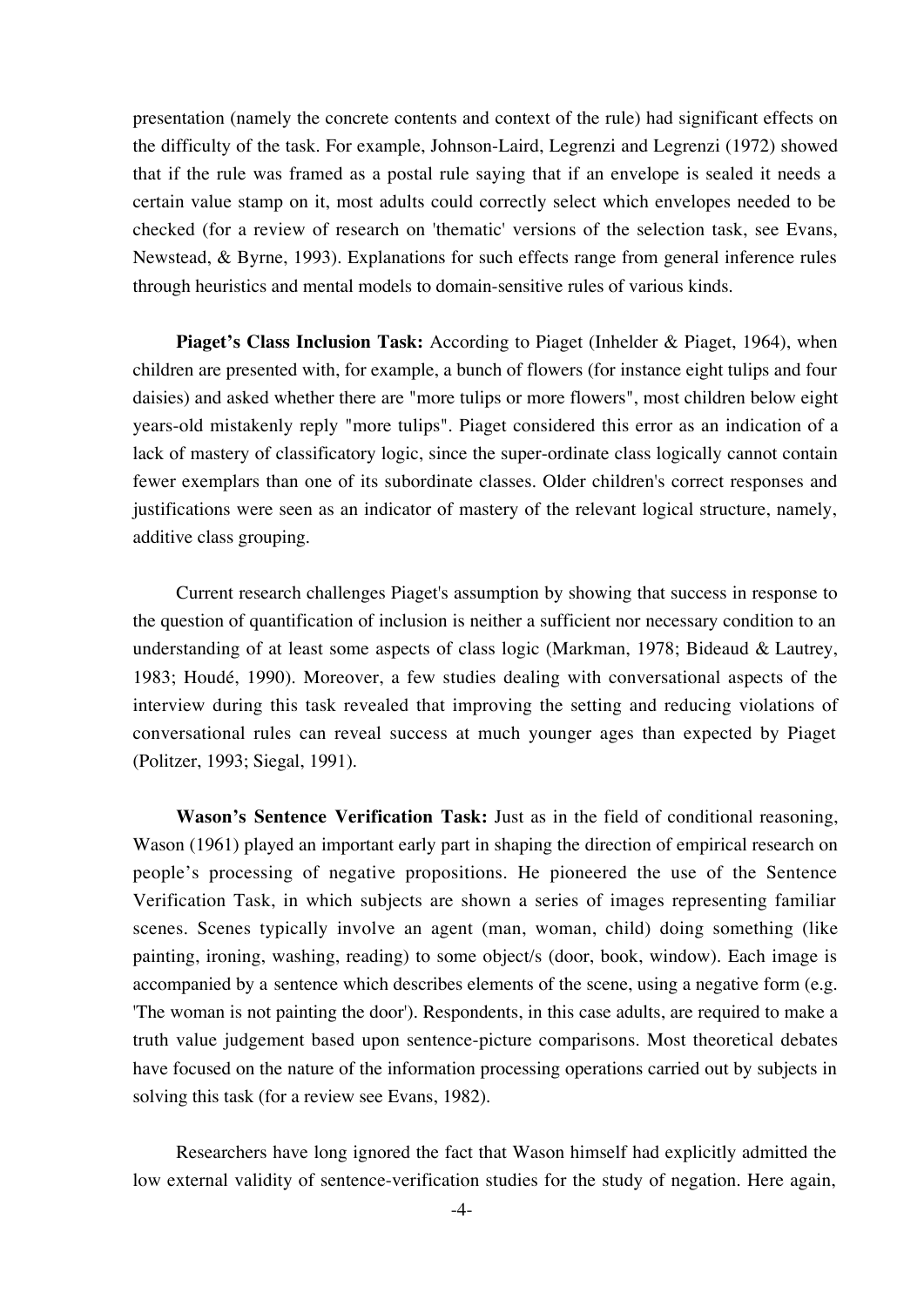presentation (namely the concrete contents and context of the rule) had significant effects on the difficulty of the task. For example, Johnson-Laird, Legrenzi and Legrenzi (1972) showed that if the rule was framed as a postal rule saying that if an envelope is sealed it needs a certain value stamp on it, most adults could correctly select which envelopes needed to be checked (for a review of research on 'thematic' versions of the selection task, see Evans, Newstead, & Byrne, 1993). Explanations for such effects range from general inference rules through heuristics and mental models to domain-sensitive rules of various kinds.

**Piaget's Class Inclusion Task:** According to Piaget (Inhelder & Piaget, 1964), when children are presented with, for example, a bunch of flowers (for instance eight tulips and four daisies) and asked whether there are "more tulips or more flowers", most children below eight years-old mistakenly reply "more tulips". Piaget considered this error as an indication of a lack of mastery of classificatory logic, since the super-ordinate class logically cannot contain fewer exemplars than one of its subordinate classes. Older children's correct responses and justifications were seen as an indicator of mastery of the relevant logical structure, namely, additive class grouping.

Current research challenges Piaget's assumption by showing that success in response to the question of quantification of inclusion is neither a sufficient nor necessary condition to an understanding of at least some aspects of class logic (Markman, 1978; Bideaud & Lautrey, 1983; Houdé, 1990). Moreover, a few studies dealing with conversational aspects of the interview during this task revealed that improving the setting and reducing violations of conversational rules can reveal success at much younger ages than expected by Piaget (Politzer, 1993; Siegal, 1991).

**Wason's Sentence Verification Task:** Just as in the field of conditional reasoning, Wason (1961) played an important early part in shaping the direction of empirical research on people's processing of negative propositions. He pioneered the use of the Sentence Verification Task, in which subjects are shown a series of images representing familiar scenes. Scenes typically involve an agent (man, woman, child) doing something (like painting, ironing, washing, reading) to some object/s (door, book, window). Each image is accompanied by a sentence which describes elements of the scene, using a negative form (e.g. 'The woman is not painting the door'). Respondents, in this case adults, are required to make a truth value judgement based upon sentence-picture comparisons. Most theoretical debates have focused on the nature of the information processing operations carried out by subjects in solving this task (for a review see Evans, 1982).

Researchers have long ignored the fact that Wason himself had explicitly admitted the low external validity of sentence-verification studies for the study of negation. Here again,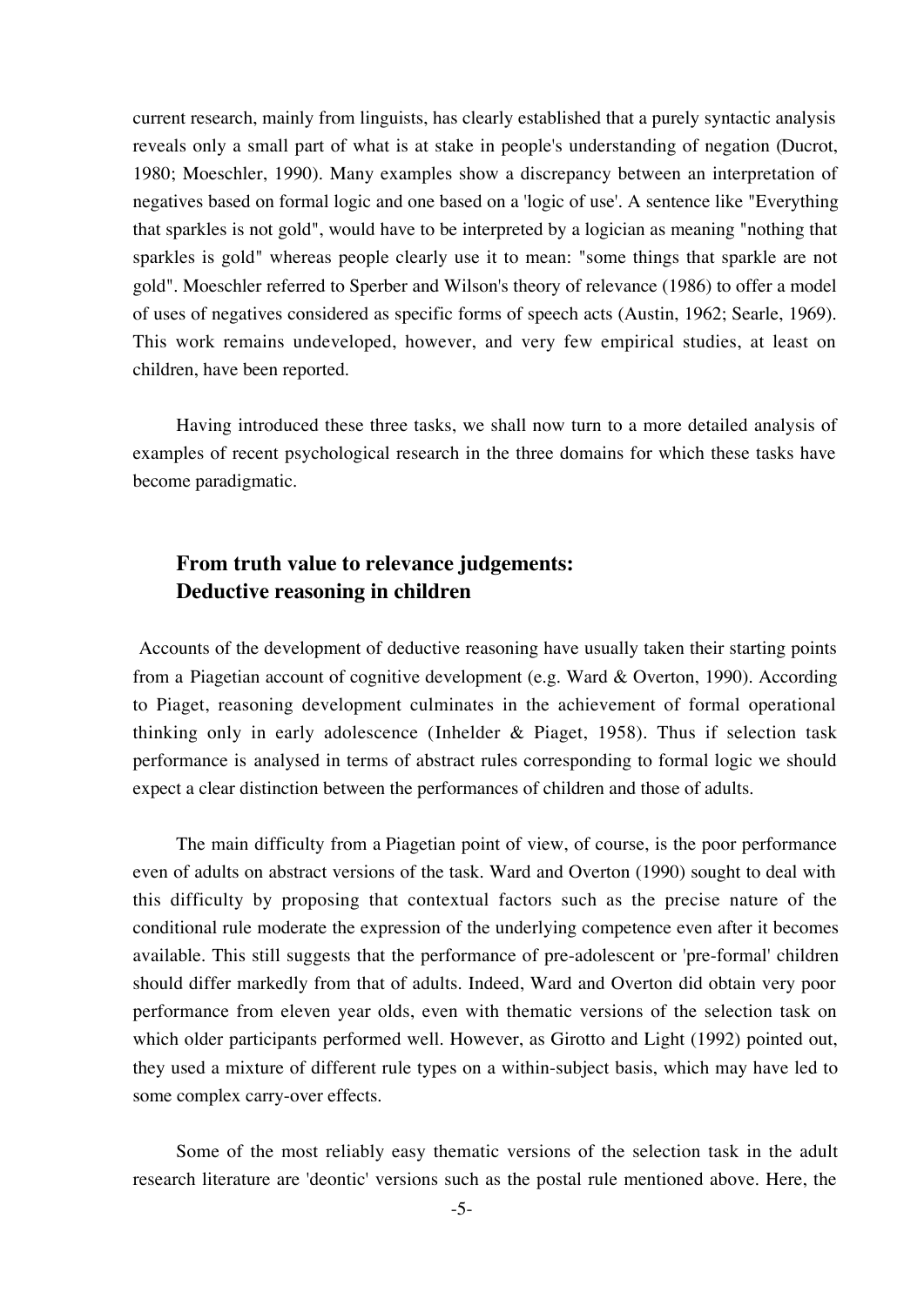current research, mainly from linguists, has clearly established that a purely syntactic analysis reveals only a small part of what is at stake in people's understanding of negation (Ducrot, 1980; Moeschler, 1990). Many examples show a discrepancy between an interpretation of negatives based on formal logic and one based on a 'logic of use'. A sentence like "Everything that sparkles is not gold", would have to be interpreted by a logician as meaning "nothing that sparkles is gold" whereas people clearly use it to mean: "some things that sparkle are not gold". Moeschler referred to Sperber and Wilson's theory of relevance (1986) to offer a model of uses of negatives considered as specific forms of speech acts (Austin, 1962; Searle, 1969). This work remains undeveloped, however, and very few empirical studies, at least on children, have been reported.

Having introduced these three tasks, we shall now turn to a more detailed analysis of examples of recent psychological research in the three domains for which these tasks have become paradigmatic.

## From truth value to relevance judgements: Deductive reasoning in children

Accounts of the development of deductive reasoning have usually taken their starting points from a Piagetian account of cognitive development (e.g. Ward & Overton, 1990). According to Piaget, reasoning development culminates in the achievement of formal operational thinking only in early adolescence (Inhelder & Piaget, 1958). Thus if selection task performance is analysed in terms of abstract rules corresponding to formal logic we should expect a clear distinction between the performances of children and those of adults.

The main difficulty from a Piagetian point of view, of course, is the poor performance even of adults on abstract versions of the task. Ward and Overton (1990) sought to deal with this difficulty by proposing that contextual factors such as the precise nature of the conditional rule moderate the expression of the underlying competence even after it becomes available. This still suggests that the performance of pre-adolescent or 'pre-formal' children should differ markedly from that of adults. Indeed, Ward and Overton did obtain very poor performance from eleven year olds, even with thematic versions of the selection task on which older participants performed well. However, as Girotto and Light (1992) pointed out, they used a mixture of different rule types on a within-subject basis, which may have led to some complex carry-over effects.

Some of the most reliably easy thematic versions of the selection task in the adult research literature are 'deontic' versions such as the postal rule mentioned above. Here, the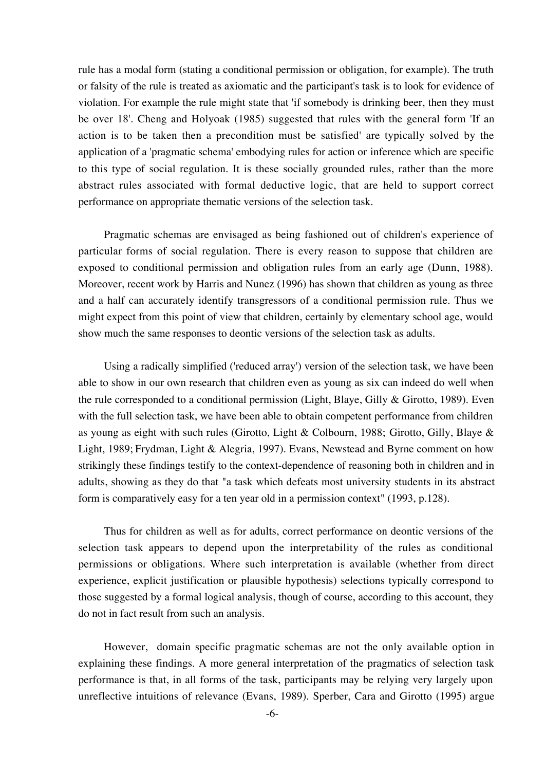rule has a modal form (stating a conditional permission or obligation, for example). The truth or falsity of the rule is treated as axiomatic and the participant's task is to look for evidence of violation. For example the rule might state that 'if somebody is drinking beer, then they must be over 18'. Cheng and Holyoak (1985) suggested that rules with the general form 'If an action is to be taken then a precondition must be satisfied' are typically solved by the application of a 'pragmatic schema' embodying rules for action or inference which are specific to this type of social regulation. It is these socially grounded rules, rather than the more abstract rules associated with formal deductive logic, that are held to support correct performance on appropriate thematic versions of the selection task.

Pragmatic schemas are envisaged as being fashioned out of children's experience of particular forms of social regulation. There is every reason to suppose that children are exposed to conditional permission and obligation rules from an early age (Dunn, 1988). Moreover, recent work by Harris and Nunez (1996) has shown that children as young as three and a half can accurately identify transgressors of a conditional permission rule. Thus we might expect from this point of view that children, certainly by elementary school age, would show much the same responses to deontic versions of the selection task as adults.

Using a radically simplified ('reduced array') version of the selection task, we have been able to show in our own research that children even as young as six can indeed do well when the rule corresponded to a conditional permission (Light, Blaye, Gilly & Girotto, 1989). Even with the full selection task, we have been able to obtain competent performance from children as young as eight with such rules (Girotto, Light & Colbourn, 1988; Girotto, Gilly, Blaye & Light, 1989; Frydman, Light & Alegria, 1997). Evans, Newstead and Byrne comment on how strikingly these findings testify to the context-dependence of reasoning both in children and in adults, showing as they do that "a task which defeats most university students in its abstract form is comparatively easy for a ten year old in a permission context" (1993, p.128).

Thus for children as well as for adults, correct performance on deontic versions of the selection task appears to depend upon the interpretability of the rules as conditional permissions or obligations. Where such interpretation is available (whether from direct experience, explicit justification or plausible hypothesis) selections typically correspond to those suggested by a formal logical analysis, though of course, according to this account, they do not in fact result from such an analysis.

However, domain specific pragmatic schemas are not the only available option in explaining these findings. A more general interpretation of the pragmatics of selection task performance is that, in all forms of the task, participants may be relying very largely upon unreflective intuitions of relevance (Evans, 1989). Sperber, Cara and Girotto (1995) argue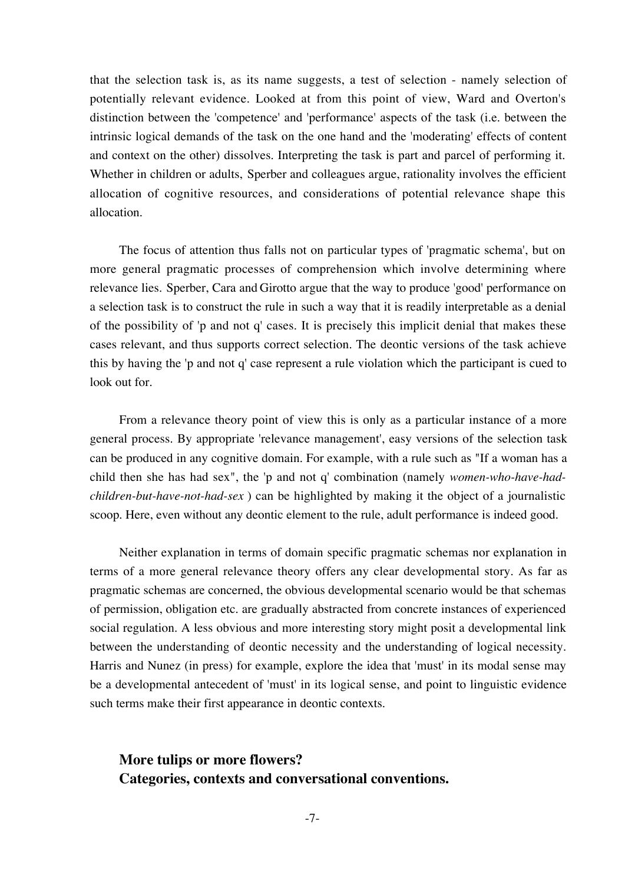that the selection task is, as its name suggests, a test of selection - namely selection of potentially relevant evidence. Looked at from this point of view, Ward and Overton's distinction between the 'competence' and 'performance' aspects of the task (i.e. between the intrinsic logical demands of the task on the one hand and the 'moderating' effects of content and context on the other) dissolves. Interpreting the task is part and parcel of performing it. Whether in children or adults, Sperber and colleagues argue, rationality involves the efficient allocation of cognitive resources, and considerations of potential relevance shape this allocation.

The focus of attention thus falls not on particular types of 'pragmatic schema', but on more general pragmatic processes of comprehension which involve determining where relevance lies. Sperber, Cara and Girotto argue that the way to produce 'good' performance on a selection task is to construct the rule in such a way that it is readily interpretable as a denial of the possibility of 'p and not q' cases. It is precisely this implicit denial that makes these cases relevant, and thus supports correct selection. The deontic versions of the task achieve this by having the 'p and not q' case represent a rule violation which the participant is cued to look out for.

From a relevance theory point of view this is only as a particular instance of a more general process. By appropriate 'relevance management', easy versions of the selection task can be produced in any cognitive domain. For example, with a rule such as "If a woman has a child then she has had sex", the 'p and not q' combination (namely *women-who-have-had-children-but-have-not-had-sex* ) can be highlighted by making it the object of a journalistic scoop. Here, even without any deontic element to the rule, adult performance is indeed good.

Neither explanation in terms of domain specific pragmatic schemas nor explanation in terms of a more general relevance theory offers any clear developmental story. As far as pragmatic schemas are concerned, the obvious developmental scenario would be that schemas of permission, obligation etc. are gradually abstracted from concrete instances of experienced social regulation. A less obvious and more interesting story might posit a developmental link between the understanding of deontic necessity and the understanding of logical necessity. Harris and Nunez (in press) for example, explore the idea that 'must' in its modal sense may be a developmental antecedent of 'must' in its logical sense, and point to linguistic evidence such terms make their first appearance in deontic contexts.

## More tulips or more flowers?
## Categories, contexts and conversational conventions.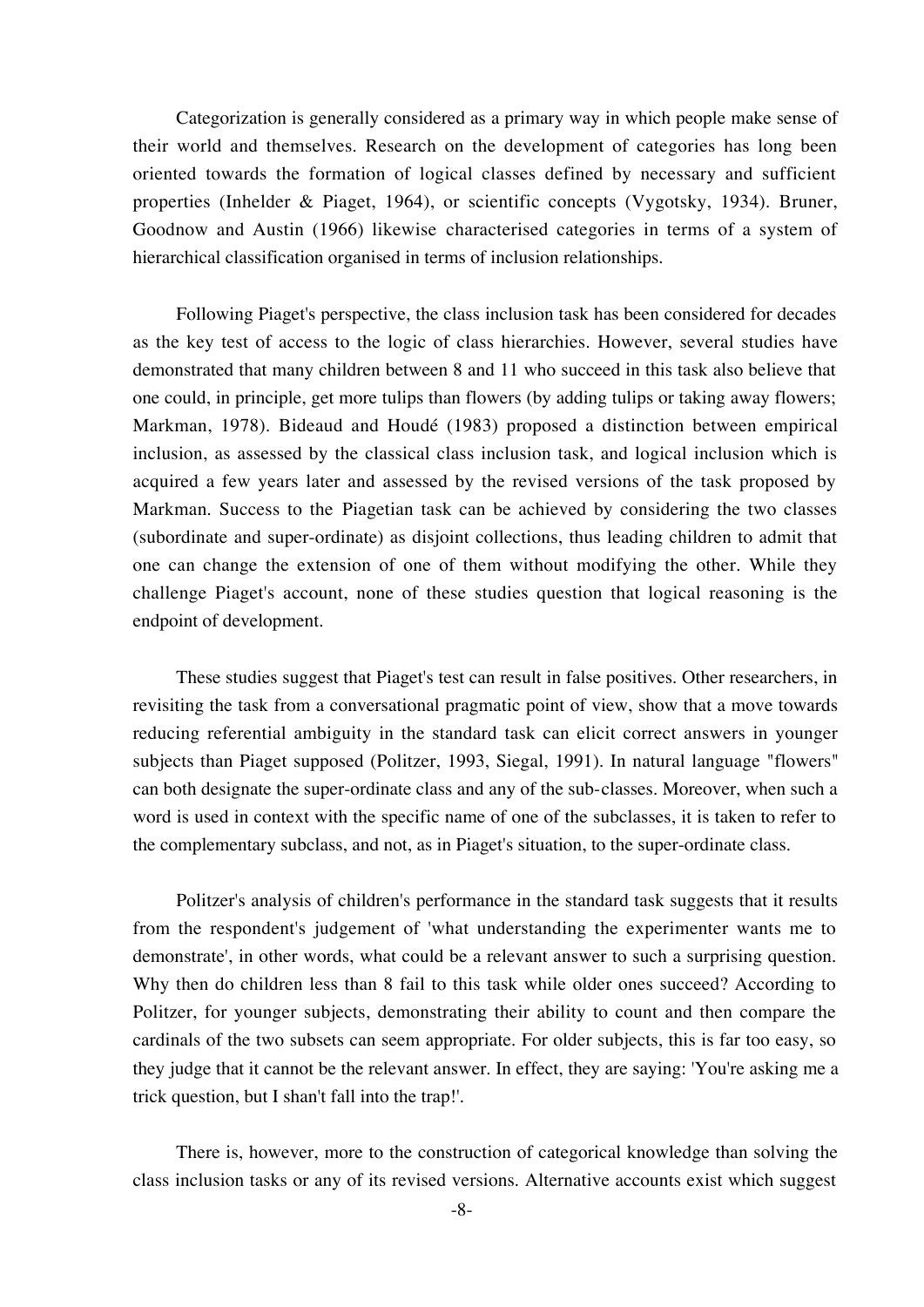Categorization is generally considered as a primary way in which people make sense of their world and themselves. Research on the development of categories has long been oriented towards the formation of logical classes defined by necessary and sufficient properties (Inhelder & Piaget, 1964), or scientific concepts (Vygotsky, 1934). Bruner, Goodnow and Austin (1966) likewise characterised categories in terms of a system of hierarchical classification organised in terms of inclusion relationships.

Following Piaget's perspective, the class inclusion task has been considered for decades as the key test of access to the logic of class hierarchies. However, several studies have demonstrated that many children between 8 and 11 who succeed in this task also believe that one could, in principle, get more tulips than flowers (by adding tulips or taking away flowers; Markman, 1978). Bideaud and Houdé (1983) proposed a distinction between empirical inclusion, as assessed by the classical class inclusion task, and logical inclusion which is acquired a few years later and assessed by the revised versions of the task proposed by Markman. Success to the Piagetian task can be achieved by considering the two classes (subordinate and super-ordinate) as disjoint collections, thus leading children to admit that one can change the extension of one of them without modifying the other. While they challenge Piaget's account, none of these studies question that logical reasoning is the endpoint of development.

These studies suggest that Piaget's test can result in false positives. Other researchers, in revisiting the task from a conversational pragmatic point of view, show that a move towards reducing referential ambiguity in the standard task can elicit correct answers in younger subjects than Piaget supposed (Politzer, 1993, Siegal, 1991). In natural language "flowers" can both designate the super-ordinate class and any of the sub-classes. Moreover, when such a word is used in context with the specific name of one of the subclasses, it is taken to refer to the complementary subclass, and not, as in Piaget's situation, to the super-ordinate class.

Politzer's analysis of children's performance in the standard task suggests that it results from the respondent's judgement of 'what understanding the experimenter wants me to demonstrate', in other words, what could be a relevant answer to such a surprising question. Why then do children less than 8 fail to this task while older ones succeed? According to Politzer, for younger subjects, demonstrating their ability to count and then compare the cardinals of the two subsets can seem appropriate. For older subjects, this is far too easy, so they judge that it cannot be the relevant answer. In effect, they are saying: 'You're asking me a trick question, but I shan't fall into the trap!'.

There is, however, more to the construction of categorical knowledge than solving the class inclusion tasks or any of its revised versions. Alternative accounts exist which suggest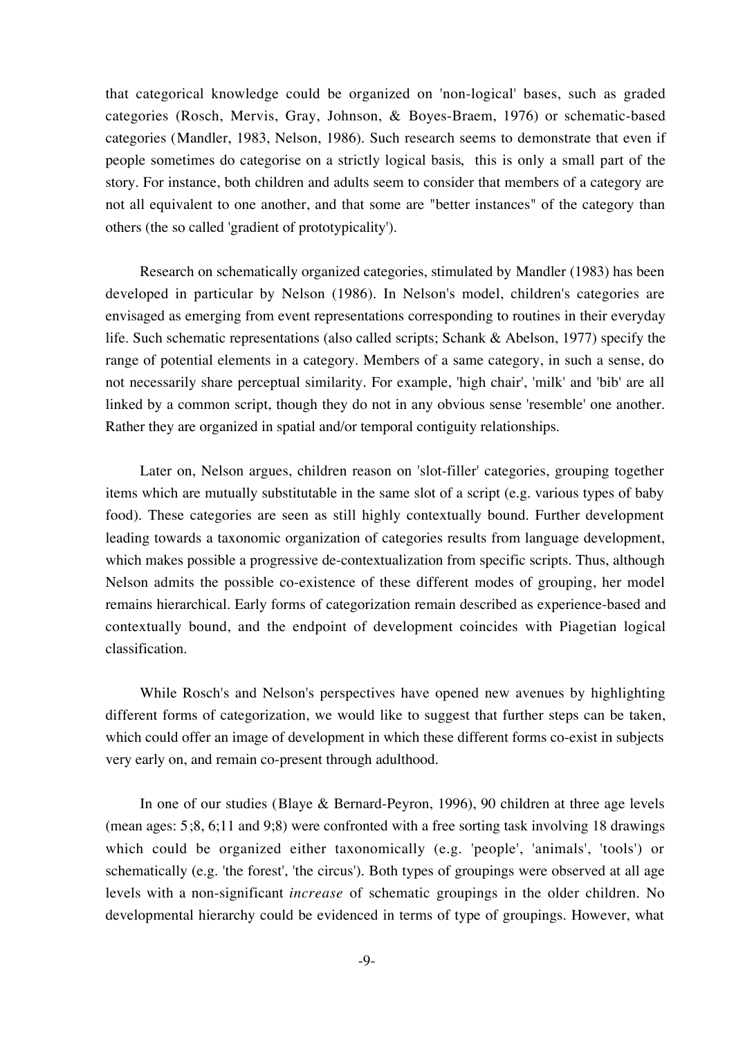that categorical knowledge could be organized on 'non-logical' bases, such as graded categories (Rosch, Mervis, Gray, Johnson, & Boyes-Braem, 1976) or schematic-based categories (Mandler, 1983, Nelson, 1986). Such research seems to demonstrate that even if people sometimes do categorise on a strictly logical basis, this is only a small part of the story. For instance, both children and adults seem to consider that members of a category are not all equivalent to one another, and that some are "better instances" of the category than others (the so called 'gradient of prototypicality').

Research on schematically organized categories, stimulated by Mandler (1983) has been developed in particular by Nelson (1986). In Nelson's model, children's categories are envisaged as emerging from event representations corresponding to routines in their everyday life. Such schematic representations (also called scripts; Schank & Abelson, 1977) specify the range of potential elements in a category. Members of a same category, in such a sense, do not necessarily share perceptual similarity. For example, 'high chair', 'milk' and 'bib' are all linked by a common script, though they do not in any obvious sense 'resemble' one another. Rather they are organized in spatial and/or temporal contiguity relationships.

Later on, Nelson argues, children reason on 'slot-filler' categories, grouping together items which are mutually substitutable in the same slot of a script (e.g. various types of baby food). These categories are seen as still highly contextually bound. Further development leading towards a taxonomic organization of categories results from language development, which makes possible a progressive de-contextualization from specific scripts. Thus, although Nelson admits the possible co-existence of these different modes of grouping, her model remains hierarchical. Early forms of categorization remain described as experience-based and contextually bound, and the endpoint of development coincides with Piagetian logical classification.

While Rosch's and Nelson's perspectives have opened new avenues by highlighting different forms of categorization, we would like to suggest that further steps can be taken, which could offer an image of development in which these different forms co-exist in subjects very early on, and remain co-present through adulthood.

In one of our studies (Blaye & Bernard-Peyron, 1996), 90 children at three age levels (mean ages: 5;8, 6;11 and 9;8) were confronted with a free sorting task involving 18 drawings which could be organized either taxonomically (e.g. 'people', 'animals', 'tools') or schematically (e.g. 'the forest', 'the circus'). Both types of groupings were observed at all age levels with a non-significant *increase* of schematic groupings in the older children. No developmental hierarchy could be evidenced in terms of type of groupings. However, what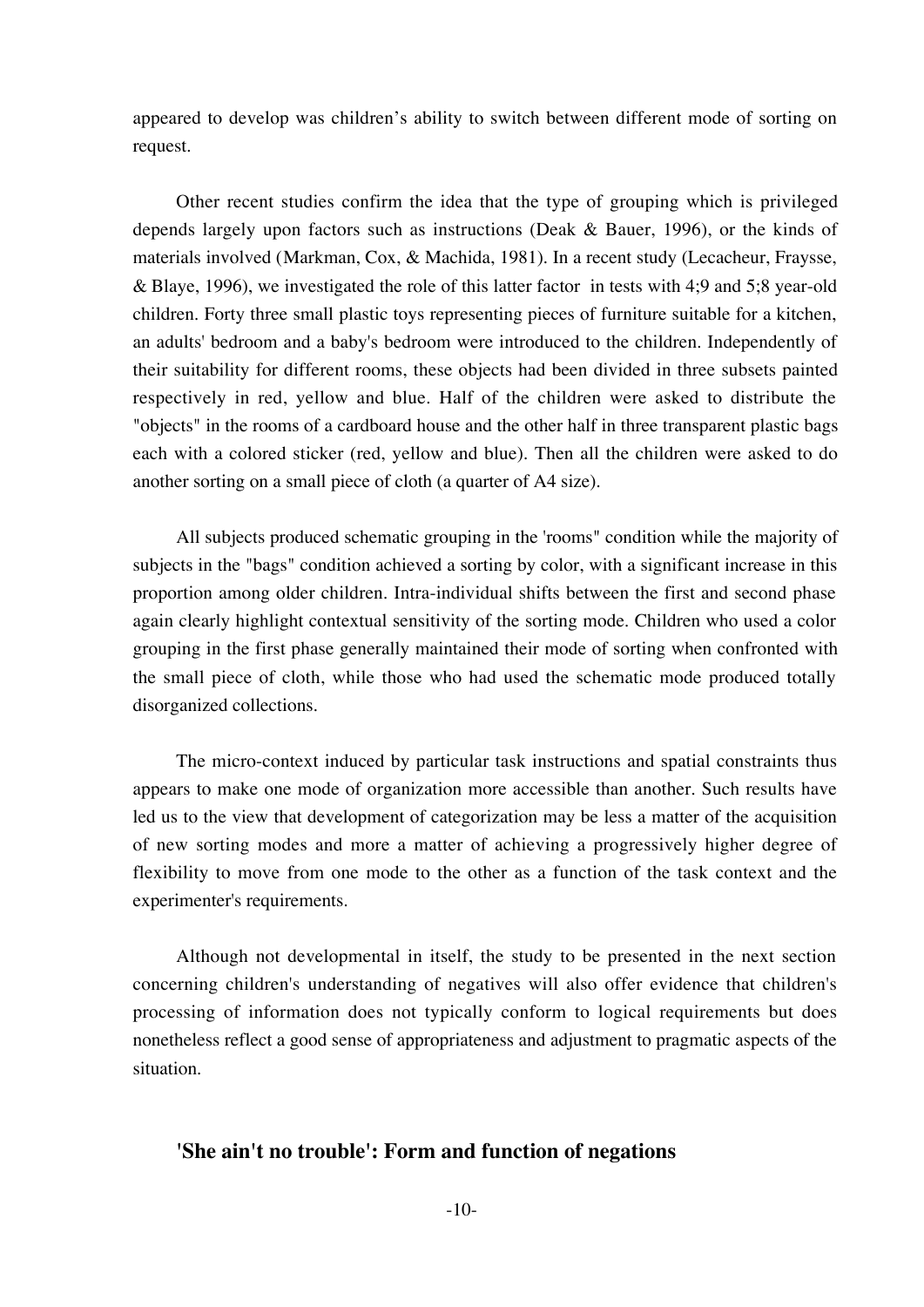appeared to develop was children's ability to switch between different mode of sorting on request.

Other recent studies confirm the idea that the type of grouping which is privileged depends largely upon factors such as instructions (Deak & Bauer, 1996), or the kinds of materials involved (Markman, Cox, & Machida, 1981). In a recent study (Lecacheur, Fraysse, & Blaye, 1996), we investigated the role of this latter factor in tests with 4;9 and 5;8 year-old children. Forty three small plastic toys representing pieces of furniture suitable for a kitchen, an adults' bedroom and a baby's bedroom were introduced to the children. Independently of their suitability for different rooms, these objects had been divided in three subsets painted respectively in red, yellow and blue. Half of the children were asked to distribute the "objects" in the rooms of a cardboard house and the other half in three transparent plastic bags each with a colored sticker (red, yellow and blue). Then all the children were asked to do another sorting on a small piece of cloth (a quarter of A4 size).

All subjects produced schematic grouping in the 'rooms" condition while the majority of subjects in the "bags" condition achieved a sorting by color, with a significant increase in this proportion among older children. Intra-individual shifts between the first and second phase again clearly highlight contextual sensitivity of the sorting mode. Children who used a color grouping in the first phase generally maintained their mode of sorting when confronted with the small piece of cloth, while those who had used the schematic mode produced totally disorganized collections.

The micro-context induced by particular task instructions and spatial constraints thus appears to make one mode of organization more accessible than another. Such results have led us to the view that development of categorization may be less a matter of the acquisition of new sorting modes and more a matter of achieving a progressively higher degree of flexibility to move from one mode to the other as a function of the task context and the experimenter's requirements.

Although not developmental in itself, the study to be presented in the next section concerning children's understanding of negatives will also offer evidence that children's processing of information does not typically conform to logical requirements but does nonetheless reflect a good sense of appropriateness and adjustment to pragmatic aspects of the situation.

## 'She ain't no trouble': Form and function of negations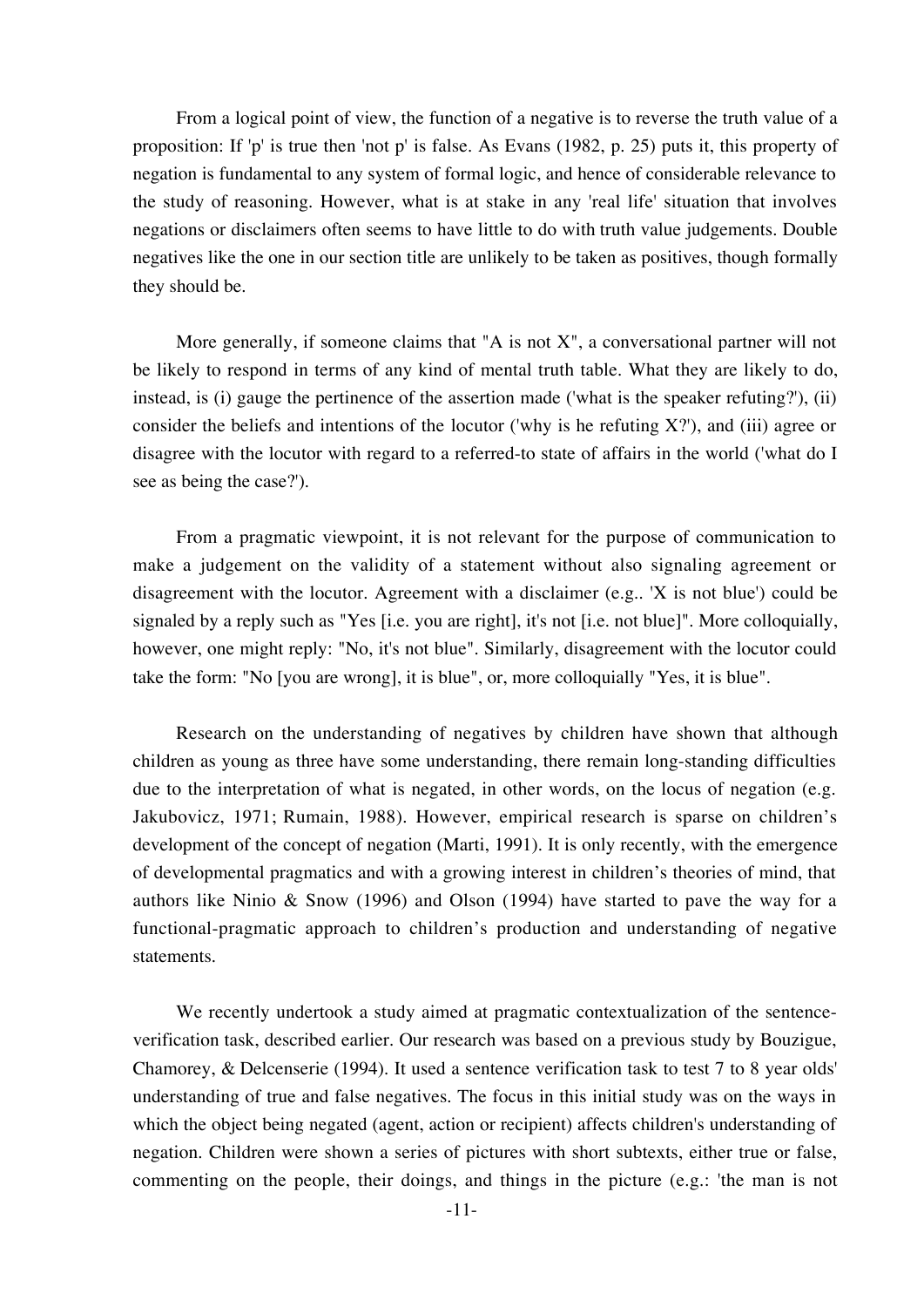From a logical point of view, the function of a negative is to reverse the truth value of a proposition: If 'p' is true then 'not p' is false. As Evans (1982, p. 25) puts it, this property of negation is fundamental to any system of formal logic, and hence of considerable relevance to the study of reasoning. However, what is at stake in any 'real life' situation that involves negations or disclaimers often seems to have little to do with truth value judgements. Double negatives like the one in our section title are unlikely to be taken as positives, though formally they should be.

More generally, if someone claims that "A is not X", a conversational partner will not be likely to respond in terms of any kind of mental truth table. What they are likely to do, instead, is (i) gauge the pertinence of the assertion made ('what is the speaker refuting?'), (ii) consider the beliefs and intentions of the locutor ('why is he refuting X?'), and (iii) agree or disagree with the locutor with regard to a referred-to state of affairs in the world ('what do I see as being the case?').

From a pragmatic viewpoint, it is not relevant for the purpose of communication to make a judgement on the validity of a statement without also signaling agreement or disagreement with the locutor. Agreement with a disclaimer (e.g.. 'X is not blue') could be signaled by a reply such as "Yes [i.e. you are right], it's not [i.e. not blue]". More colloquially, however, one might reply: "No, it's not blue". Similarly, disagreement with the locutor could take the form: "No [you are wrong], it is blue", or, more colloquially "Yes, it is blue".

Research on the understanding of negatives by children have shown that although children as young as three have some understanding, there remain long-standing difficulties due to the interpretation of what is negated, in other words, on the locus of negation (e.g. Jakubovicz, 1971; Rumain, 1988). However, empirical research is sparse on children's development of the concept of negation (Marti, 1991). It is only recently, with the emergence of developmental pragmatics and with a growing interest in children's theories of mind, that authors like Ninio & Snow (1996) and Olson (1994) have started to pave the way for a functional-pragmatic approach to children's production and understanding of negative statements.

We recently undertook a study aimed at pragmatic contextualization of the sentence-verification task, described earlier. Our research was based on a previous study by Bouzigue, Chamorey, & Delcenserie (1994). It used a sentence verification task to test 7 to 8 year olds' understanding of true and false negatives. The focus in this initial study was on the ways in which the object being negated (agent, action or recipient) affects children's understanding of negation. Children were shown a series of pictures with short subtexts, either true or false, commenting on the people, their doings, and things in the picture (e.g.: 'the man is not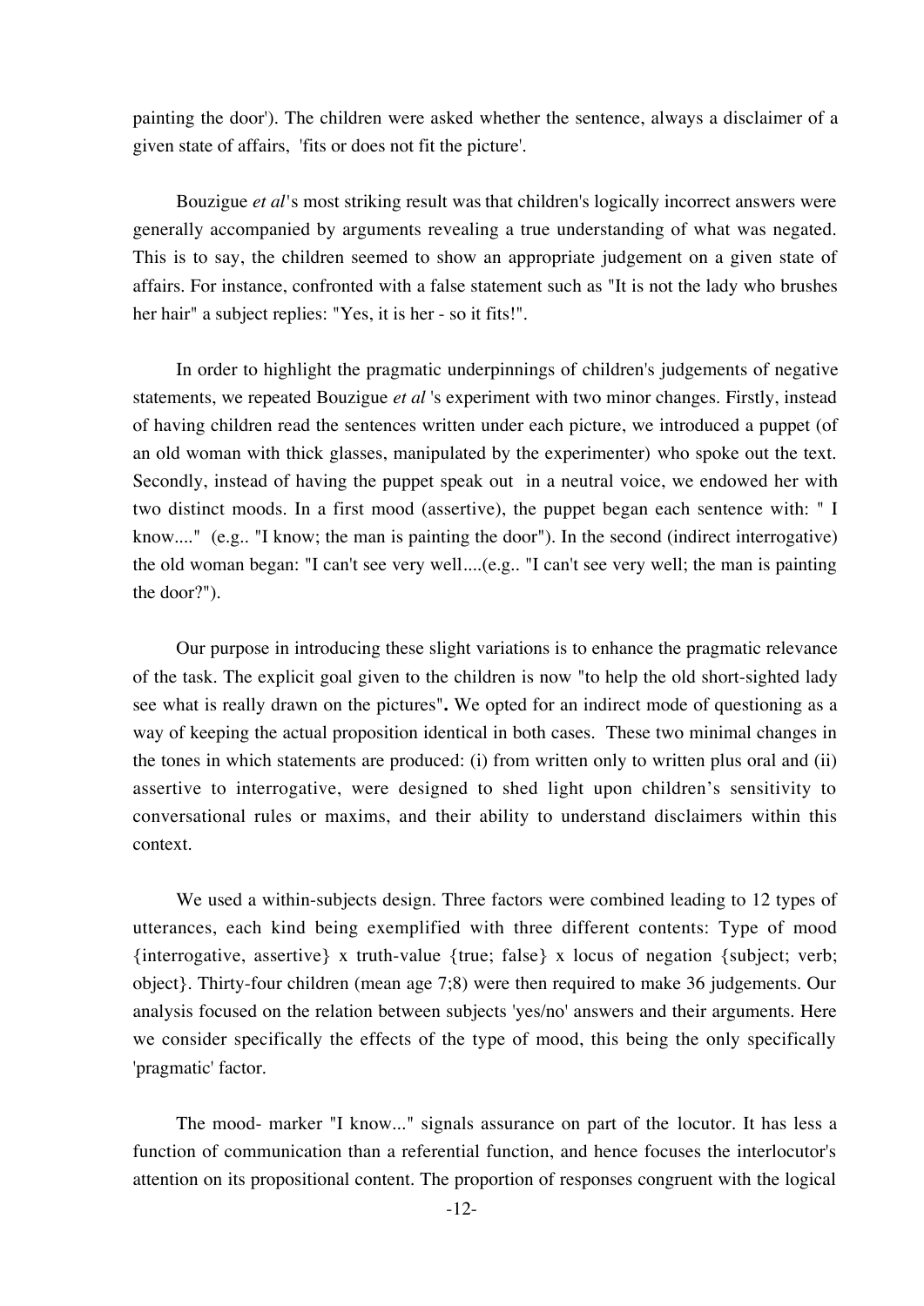painting the door'). The children were asked whether the sentence, always a disclaimer of a given state of affairs, 'fits or does not fit the picture'.

Bouzigue *et al*'s most striking result was that children's logically incorrect answers were generally accompanied by arguments revealing a true understanding of what was negated. This is to say, the children seemed to show an appropriate judgement on a given state of affairs. For instance, confronted with a false statement such as "It is not the lady who brushes her hair" a subject replies: "Yes, it is her - so it fits!".

In order to highlight the pragmatic underpinnings of children's judgements of negative statements, we repeated Bouzigue *et al* 's experiment with two minor changes. Firstly, instead of having children read the sentences written under each picture, we introduced a puppet (of an old woman with thick glasses, manipulated by the experimenter) who spoke out the text. Secondly, instead of having the puppet speak out in a neutral voice, we endowed her with two distinct moods. In a first mood (assertive), the puppet began each sentence with: " I know...." (e.g.. "I know; the man is painting the door"). In the second (indirect interrogative) the old woman began: "I can't see very well....(e.g.. "I can't see very well; the man is painting the door?").

Our purpose in introducing these slight variations is to enhance the pragmatic relevance of the task. The explicit goal given to the children is now "to help the old short-sighted lady see what is really drawn on the pictures"**.** We opted for an indirect mode of questioning as a way of keeping the actual proposition identical in both cases. These two minimal changes in the tones in which statements are produced: (i) from written only to written plus oral and (ii) assertive to interrogative, were designed to shed light upon children's sensitivity to conversational rules or maxims, and their ability to understand disclaimers within this context.

We used a within-subjects design. Three factors were combined leading to 12 types of utterances, each kind being exemplified with three different contents: Type of mood {interrogative, assertive} x truth-value {true; false} x locus of negation {subject; verb; object}. Thirty-four children (mean age 7;8) were then required to make 36 judgements. Our analysis focused on the relation between subjects 'yes/no' answers and their arguments. Here we consider specifically the effects of the type of mood, this being the only specifically 'pragmatic' factor.

The mood- marker "I know..." signals assurance on part of the locutor. It has less a function of communication than a referential function, and hence focuses the interlocutor's attention on its propositional content. The proportion of responses congruent with the logical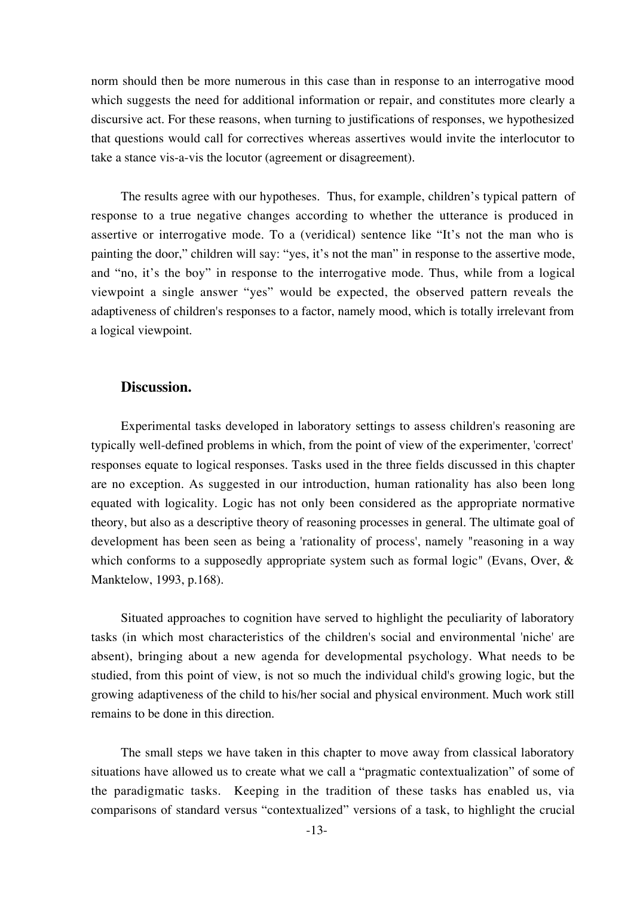norm should then be more numerous in this case than in response to an interrogative mood which suggests the need for additional information or repair, and constitutes more clearly a discursive act. For these reasons, when turning to justifications of responses, we hypothesized that questions would call for correctives whereas assertives would invite the interlocutor to take a stance vis-a-vis the locutor (agreement or disagreement).

The results agree with our hypotheses. Thus, for example, children's typical pattern of response to a true negative changes according to whether the utterance is produced in assertive or interrogative mode. To a (veridical) sentence like "It's not the man who is painting the door," children will say: "yes, it's not the man" in response to the assertive mode, and "no, it's the boy" in response to the interrogative mode. Thus, while from a logical viewpoint a single answer "yes" would be expected, the observed pattern reveals the adaptiveness of children's responses to a factor, namely mood, which is totally irrelevant from a logical viewpoint.

## Discussion.

Experimental tasks developed in laboratory settings to assess children's reasoning are typically well-defined problems in which, from the point of view of the experimenter, 'correct' responses equate to logical responses. Tasks used in the three fields discussed in this chapter are no exception. As suggested in our introduction, human rationality has also been long equated with logicality. Logic has not only been considered as the appropriate normative theory, but also as a descriptive theory of reasoning processes in general. The ultimate goal of development has been seen as being a 'rationality of process', namely "reasoning in a way which conforms to a supposedly appropriate system such as formal logic" (Evans, Over, & Manktelow, 1993, p.168).

Situated approaches to cognition have served to highlight the peculiarity of laboratory tasks (in which most characteristics of the children's social and environmental 'niche' are absent), bringing about a new agenda for developmental psychology. What needs to be studied, from this point of view, is not so much the individual child's growing logic, but the growing adaptiveness of the child to his/her social and physical environment. Much work still remains to be done in this direction.

The small steps we have taken in this chapter to move away from classical laboratory situations have allowed us to create what we call a "pragmatic contextualization" of some of the paradigmatic tasks. Keeping in the tradition of these tasks has enabled us, via comparisons of standard versus "contextualized" versions of a task, to highlight the crucial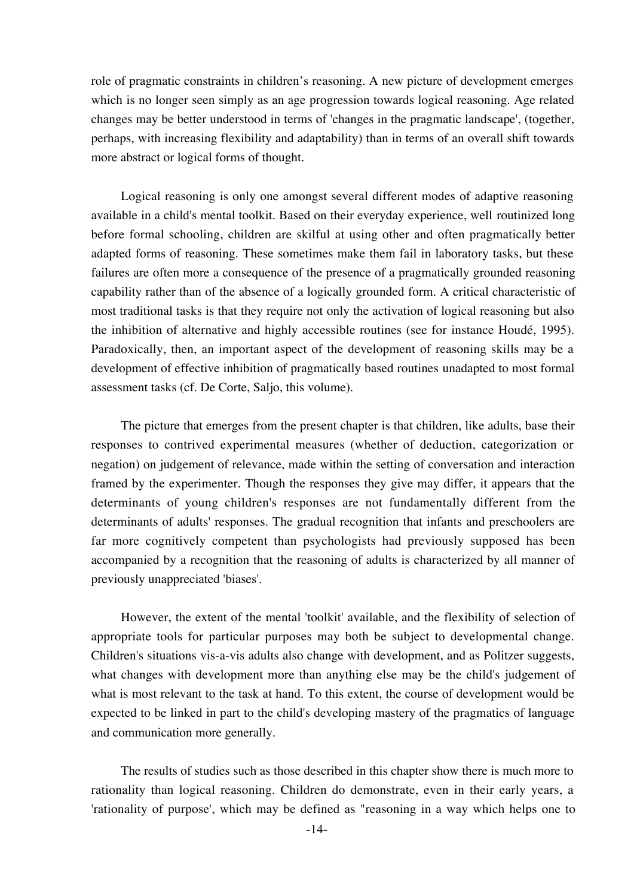role of pragmatic constraints in children's reasoning. A new picture of development emerges which is no longer seen simply as an age progression towards logical reasoning. Age related changes may be better understood in terms of 'changes in the pragmatic landscape', (together, perhaps, with increasing flexibility and adaptability) than in terms of an overall shift towards more abstract or logical forms of thought.

Logical reasoning is only one amongst several different modes of adaptive reasoning available in a child's mental toolkit. Based on their everyday experience, well routinized long before formal schooling, children are skilful at using other and often pragmatically better adapted forms of reasoning. These sometimes make them fail in laboratory tasks, but these failures are often more a consequence of the presence of a pragmatically grounded reasoning capability rather than of the absence of a logically grounded form. A critical characteristic of most traditional tasks is that they require not only the activation of logical reasoning but also the inhibition of alternative and highly accessible routines (see for instance Houdé, 1995). Paradoxically, then, an important aspect of the development of reasoning skills may be a development of effective inhibition of pragmatically based routines unadapted to most formal assessment tasks (cf. De Corte, Saljo, this volume).

The picture that emerges from the present chapter is that children, like adults, base their responses to contrived experimental measures (whether of deduction, categorization or negation) on judgement of relevance, made within the setting of conversation and interaction framed by the experimenter. Though the responses they give may differ, it appears that the determinants of young children's responses are not fundamentally different from the determinants of adults' responses. The gradual recognition that infants and preschoolers are far more cognitively competent than psychologists had previously supposed has been accompanied by a recognition that the reasoning of adults is characterized by all manner of previously unappreciated 'biases'.

However, the extent of the mental 'toolkit' available, and the flexibility of selection of appropriate tools for particular purposes may both be subject to developmental change. Children's situations vis-a-vis adults also change with development, and as Politzer suggests, what changes with development more than anything else may be the child's judgement of what is most relevant to the task at hand. To this extent, the course of development would be expected to be linked in part to the child's developing mastery of the pragmatics of language and communication more generally.

The results of studies such as those described in this chapter show there is much more to rationality than logical reasoning. Children do demonstrate, even in their early years, a 'rationality of purpose', which may be defined as "reasoning in a way which helps one to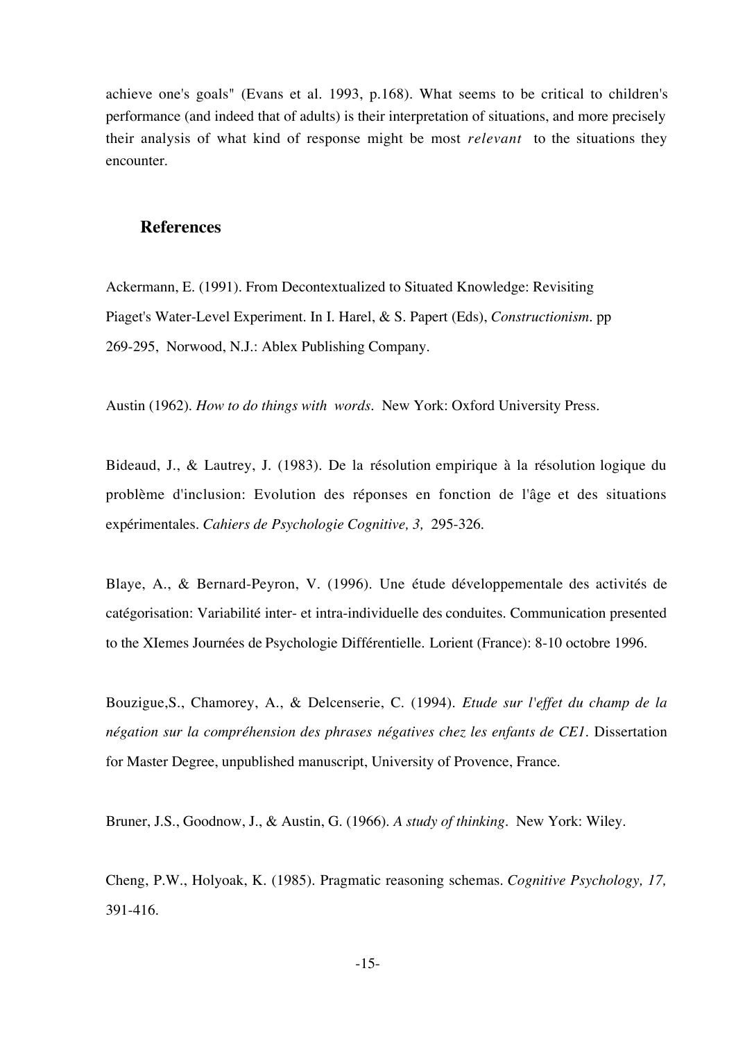achieve one's goals" (Evans et al. 1993, p.168). What seems to be critical to children's performance (and indeed that of adults) is their interpretation of situations, and more precisely their analysis of what kind of response might be most *relevant* to the situations they encounter.

## References

Ackermann, E. (1991). From Decontextualized to Situated Knowledge: Revisiting Piaget's Water-Level Experiment. In I. Harel, & S. Papert (Eds), *Constructionism*. pp 269-295, Norwood, N.J.: Ablex Publishing Company.

Austin (1962). *How to do things with words*. New York: Oxford University Press.

Bideaud, J., & Lautrey, J. (1983). De la résolution empirique à la résolution logique du problème d'inclusion: Evolution des réponses en fonction de l'âge et des situations expérimentales. *Cahiers de Psychologie Cognitive, 3,* 295-326.

Blaye, A., & Bernard-Peyron, V. (1996). Une étude développementale des activités de catégorisation: Variabilité inter- et intra-individuelle des conduites. Communication presented to the XIemes Journées de Psychologie Différentielle. Lorient (France): 8-10 octobre 1996.

Bouzigue,S., Chamorey, A., & Delcenserie, C. (1994). *Etude sur l'effet du champ de la négation sur la compréhension des phrases négatives chez les enfants de CE1*. Dissertation for Master Degree, unpublished manuscript, University of Provence, France.

Bruner, J.S., Goodnow, J., & Austin, G. (1966). *A study of thinking*. New York: Wiley.

Cheng, P.W., Holyoak, K. (1985). Pragmatic reasoning schemas. *Cognitive Psychology, 17,* 391-416.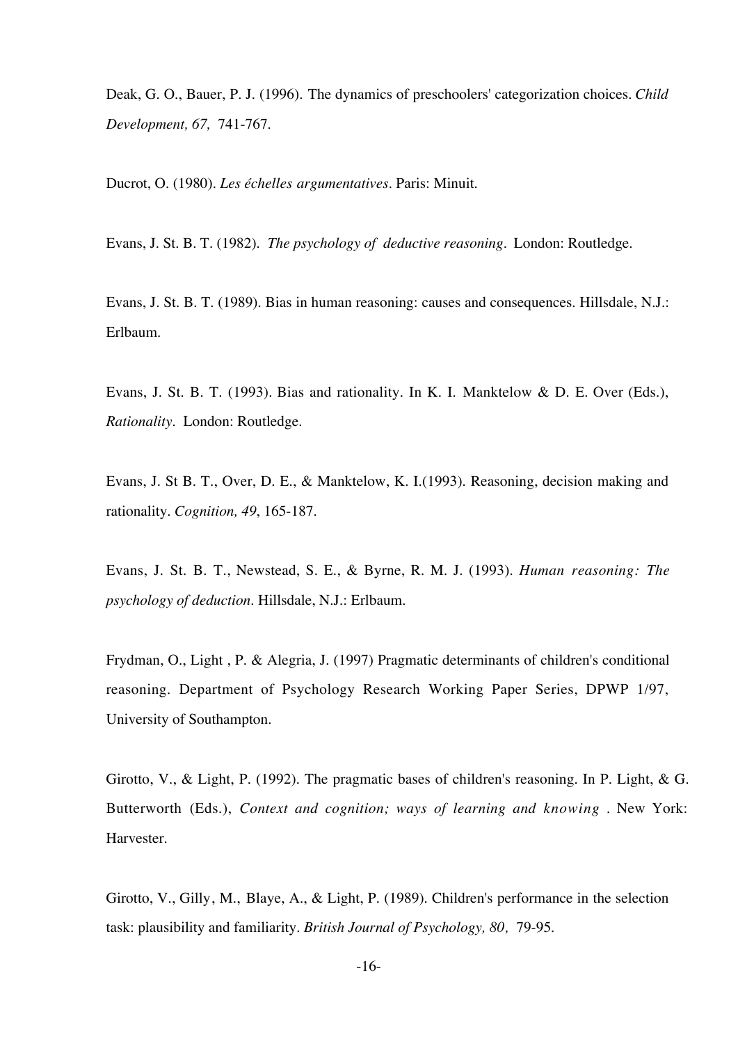Deak, G. O., Bauer, P. J. (1996). The dynamics of preschoolers' categorization choices. *Child Development, 67,* 741-767.

Ducrot, O. (1980). *Les échelles argumentatives*. Paris: Minuit.

Evans, J. St. B. T. (1982). *The psychology of deductive reasoning*. London: Routledge.

Evans, J. St. B. T. (1989). Bias in human reasoning: causes and consequences. Hillsdale, N.J.: Erlbaum.

Evans, J. St. B. T. (1993). Bias and rationality. In K. I. Manktelow & D. E. Over (Eds.), *Rationality*. London: Routledge.

Evans, J. St B. T., Over, D. E., & Manktelow, K. I.(1993). Reasoning, decision making and rationality. *Cognition, 49*, 165-187.

Evans, J. St. B. T., Newstead, S. E., & Byrne, R. M. J. (1993). *Human reasoning: The psychology of deduction*. Hillsdale, N.J.: Erlbaum.

Frydman, O., Light , P. & Alegria, J. (1997) Pragmatic determinants of children's conditional reasoning. Department of Psychology Research Working Paper Series, DPWP 1/97, University of Southampton.

Girotto, V., & Light, P. (1992). The pragmatic bases of children's reasoning. In P. Light, & G. Butterworth (Eds.), *Context and cognition; ways of learning and knowing* . New York: Harvester.

Girotto, V., Gilly, M., Blaye, A., & Light, P. (1989). Children's performance in the selection task: plausibility and familiarity. *British Journal of Psychology, 80,* 79-95.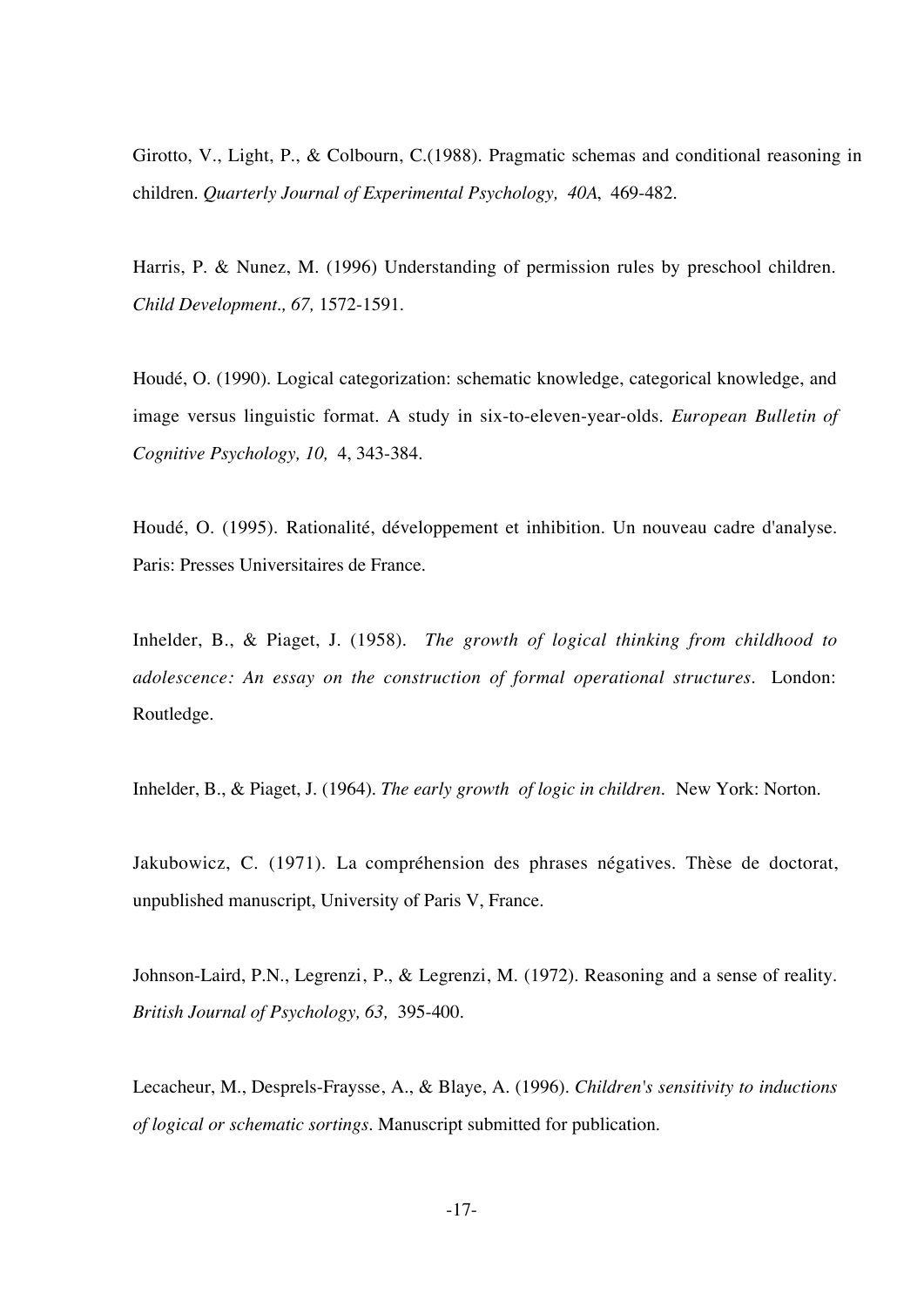Girotto, V., Light, P., & Colbourn, C.(1988). Pragmatic schemas and conditional reasoning in children. *Quarterly Journal of Experimental Psychology, 40A*, 469-482.

Harris, P. & Nunez, M. (1996) Understanding of permission rules by preschool children. *Child Development., 67,* 1572-1591.

Houdé, O. (1990). Logical categorization: schematic knowledge, categorical knowledge, and image versus linguistic format. A study in six-to-eleven-year-olds. *European Bulletin of Cognitive Psychology, 10,* 4, 343-384.

Houdé, O. (1995). Rationalité, développement et inhibition. Un nouveau cadre d'analyse. Paris: Presses Universitaires de France.

Inhelder, B., & Piaget, J. (1958). *The growth of logical thinking from childhood to adolescence: An essay on the construction of formal operational structures.* London: Routledge.

Inhelder, B., & Piaget, J. (1964). *The early growth of logic in children.* New York: Norton.

Jakubowicz, C. (1971). La compréhension des phrases négatives. Thèse de doctorat, unpublished manuscript, University of Paris V, France.

Johnson-Laird, P.N., Legrenzi, P., & Legrenzi, M. (1972). Reasoning and a sense of reality. *British Journal of Psychology, 63,* 395-400.

Lecacheur, M., Desprels-Fraysse, A., & Blaye, A. (1996). *Children's sensitivity to inductions of logical or schematic sortings.* Manuscript submitted for publication.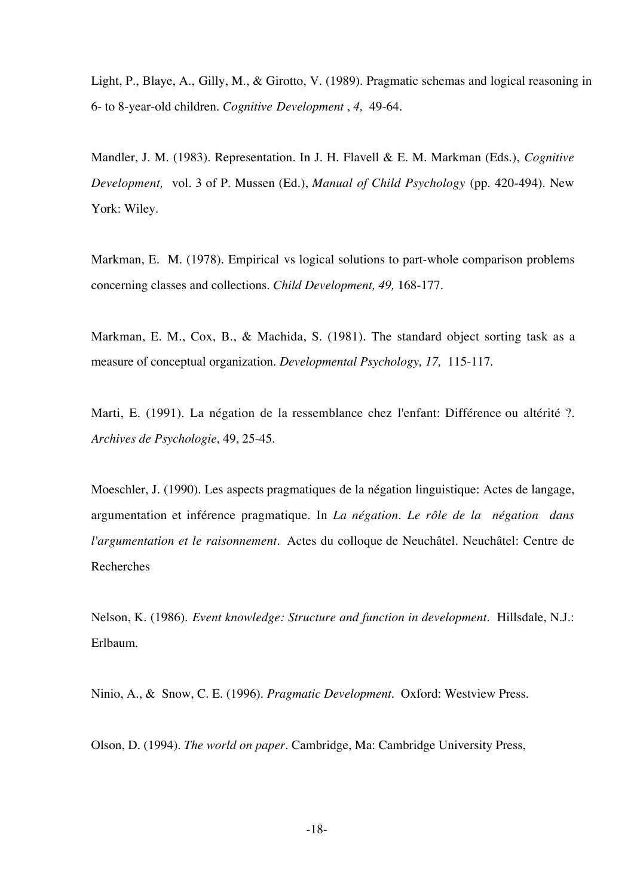Light, P., Blaye, A., Gilly, M., & Girotto, V. (1989). Pragmatic schemas and logical reasoning in 6- to 8-year-old children. *Cognitive Development* , *4,* 49-64.

Mandler, J. M. (1983). Representation. In J. H. Flavell & E. M. Markman (Eds.), *Cognitive Development,* vol. 3 of P. Mussen (Ed.), *Manual of Child Psychology* (pp. 420-494). New York: Wiley.

Markman, E. M. (1978). Empirical vs logical solutions to part-whole comparison problems concerning classes and collections. *Child Development, 49,* 168-177.

Markman, E. M., Cox, B., & Machida, S. (1981). The standard object sorting task as a measure of conceptual organization. *Developmental Psychology, 17,* 115-117.

Marti, E. (1991). La négation de la ressemblance chez l'enfant: Différence ou altérité ?. *Archives de Psychologie*, 49, 25-45.

Moeschler, J. (1990). Les aspects pragmatiques de la négation linguistique: Actes de langage, argumentation et inférence pragmatique. In *La négation. Le rôle de la négation dans l'argumentation et le raisonnement.* Actes du colloque de Neuchâtel. Neuchâtel: Centre de Recherches

Nelson, K. (1986). *Event knowledge: Structure and function in development.* Hillsdale, N.J.: Erlbaum.

Ninio, A., & Snow, C. E. (1996). *Pragmatic Development.* Oxford: Westview Press.

Olson, D. (1994). *The world on paper.* Cambridge, Ma: Cambridge University Press,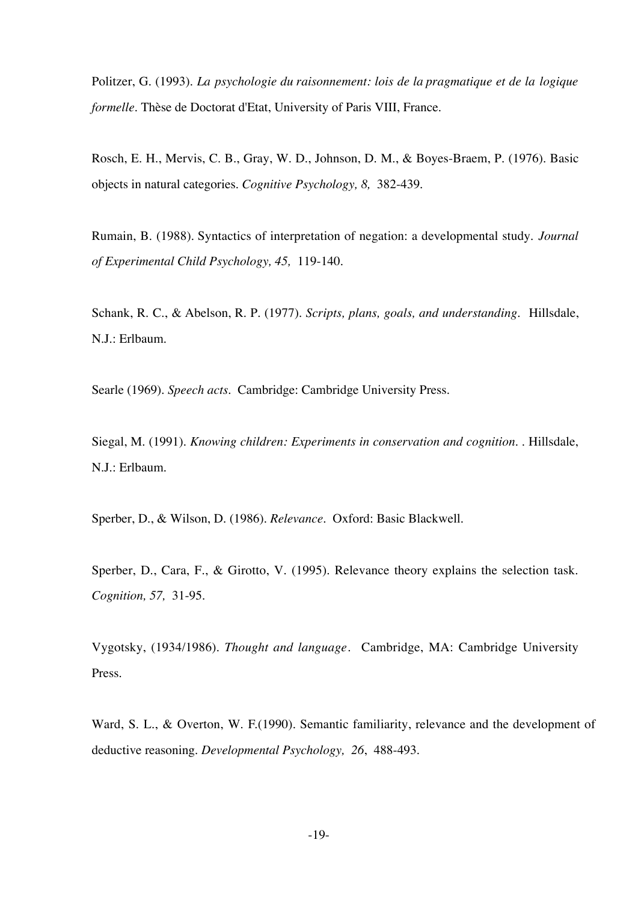Politzer, G. (1993). *La psychologie du raisonnement: lois de la pragmatique et de la logique formelle*. Thèse de Doctorat d'Etat, University of Paris VIII, France.

Rosch, E. H., Mervis, C. B., Gray, W. D., Johnson, D. M., & Boyes-Braem, P. (1976). Basic objects in natural categories. *Cognitive Psychology, 8,* 382-439.

Rumain, B. (1988). Syntactics of interpretation of negation: a developmental study. *Journal of Experimental Child Psychology, 45,* 119-140.

Schank, R. C., & Abelson, R. P. (1977). *Scripts, plans, goals, and understanding*. Hillsdale, N.J.: Erlbaum.

Searle (1969). *Speech acts*. Cambridge: Cambridge University Press.

Siegal, M. (1991). *Knowing children: Experiments in conservation and cognition*. . Hillsdale, N.J.: Erlbaum.

Sperber, D., & Wilson, D. (1986). *Relevance*. Oxford: Basic Blackwell.

Sperber, D., Cara, F., & Girotto, V. (1995). Relevance theory explains the selection task. *Cognition, 57,* 31-95.

Vygotsky, (1934/1986). *Thought and language*. Cambridge, MA: Cambridge University Press.

Ward, S. L., & Overton, W. F.(1990). Semantic familiarity, relevance and the development of deductive reasoning. *Developmental Psychology, 26*, 488-493.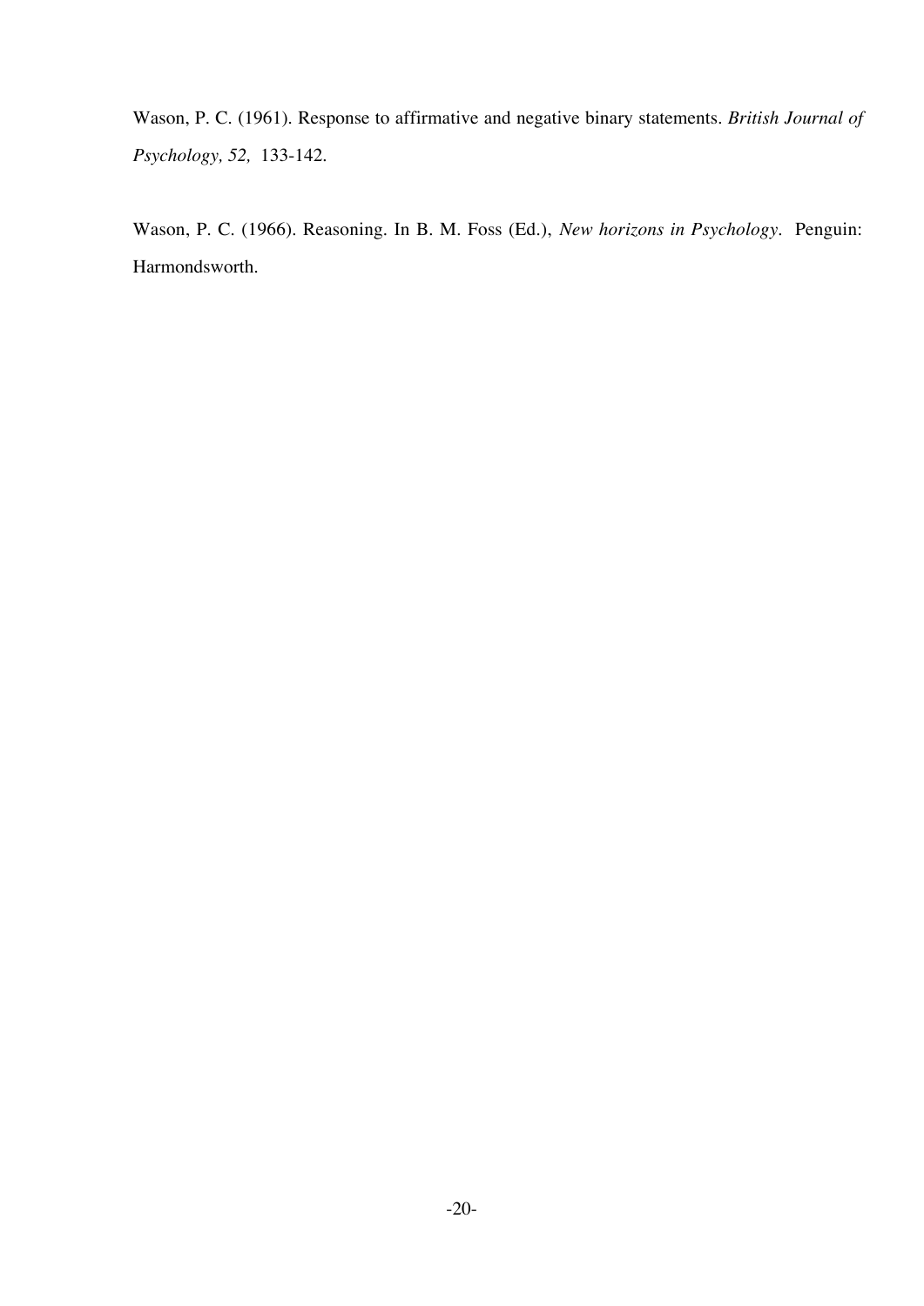Wason, P. C. (1961). Response to affirmative and negative binary statements. *British Journal of Psychology, 52,* 133-142.

Wason, P. C. (1966). Reasoning. In B. M. Foss (Ed.), *New horizons in Psychology*. Penguin: Harmondsworth.